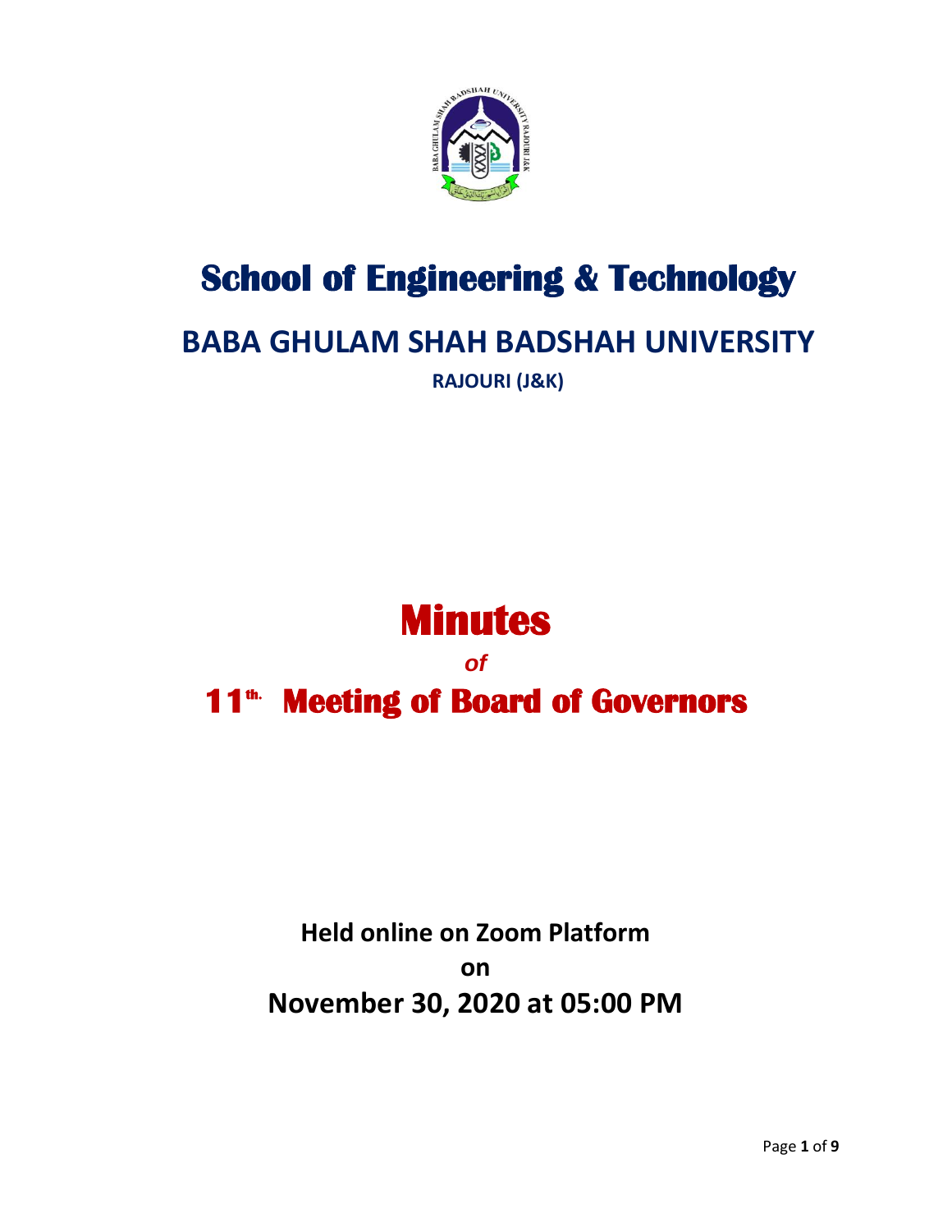# School of Engineering & Technology

## BABA GHULAM SHAH BADSHAH UNIVERSITY

**RAJOURI (J&K)**

# Minutes

*of*

# 11th. Meeting of Board of Governors

**Held online on Zoom Platform**

**on**

**November 30, 2020 at 05:00 PM**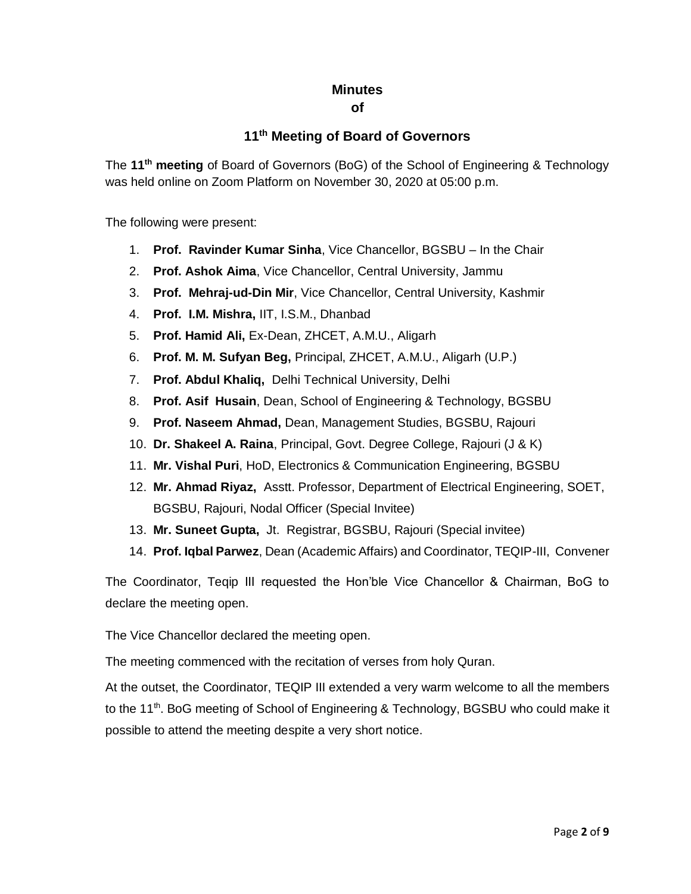# Minutes
# of

## 11th Meeting of Board of Governors

The **11th meeting** of Board of Governors (BoG) of the School of Engineering & Technology was held online on Zoom Platform on November 30, 2020 at 05:00 p.m.

The following were present:

1. **Prof. Ravinder Kumar Sinha**, Vice Chancellor, BGSBU – In the Chair
2. **Prof. Ashok Aima**, Vice Chancellor, Central University, Jammu
3. **Prof. Mehraj-ud-Din Mir**, Vice Chancellor, Central University, Kashmir
4. **Prof. I.M. Mishra,** IIT, I.S.M., Dhanbad
5. **Prof. Hamid Ali,** Ex-Dean, ZHCET, A.M.U., Aligarh
6. **Prof. M. M. Sufyan Beg,** Principal, ZHCET, A.M.U., Aligarh (U.P.)
7. **Prof. Abdul Khaliq,** Delhi Technical University, Delhi
8. **Prof. Asif Husain**, Dean, School of Engineering & Technology, BGSBU
9. **Prof. Naseem Ahmad,** Dean, Management Studies, BGSBU, Rajouri
10. **Dr. Shakeel A. Raina**, Principal, Govt. Degree College, Rajouri (J & K)
11. **Mr. Vishal Puri**, HoD, Electronics & Communication Engineering, BGSBU
12. **Mr. Ahmad Riyaz,** Asstt. Professor, Department of Electrical Engineering, SOET, BGSBU, Rajouri, Nodal Officer (Special Invitee)
13. **Mr. Suneet Gupta,** Jt. Registrar, BGSBU, Rajouri (Special invitee)
14. **Prof. Iqbal Parwez**, Dean (Academic Affairs) and Coordinator, TEQIP-III, Convener

The Coordinator, Teqip III requested the Hon'ble Vice Chancellor & Chairman, BoG to declare the meeting open.

The Vice Chancellor declared the meeting open.

The meeting commenced with the recitation of verses from holy Quran.

At the outset, the Coordinator, TEQIP III extended a very warm welcome to all the members to the 11th. BoG meeting of School of Engineering & Technology, BGSBU who could make it possible to attend the meeting despite a very short notice.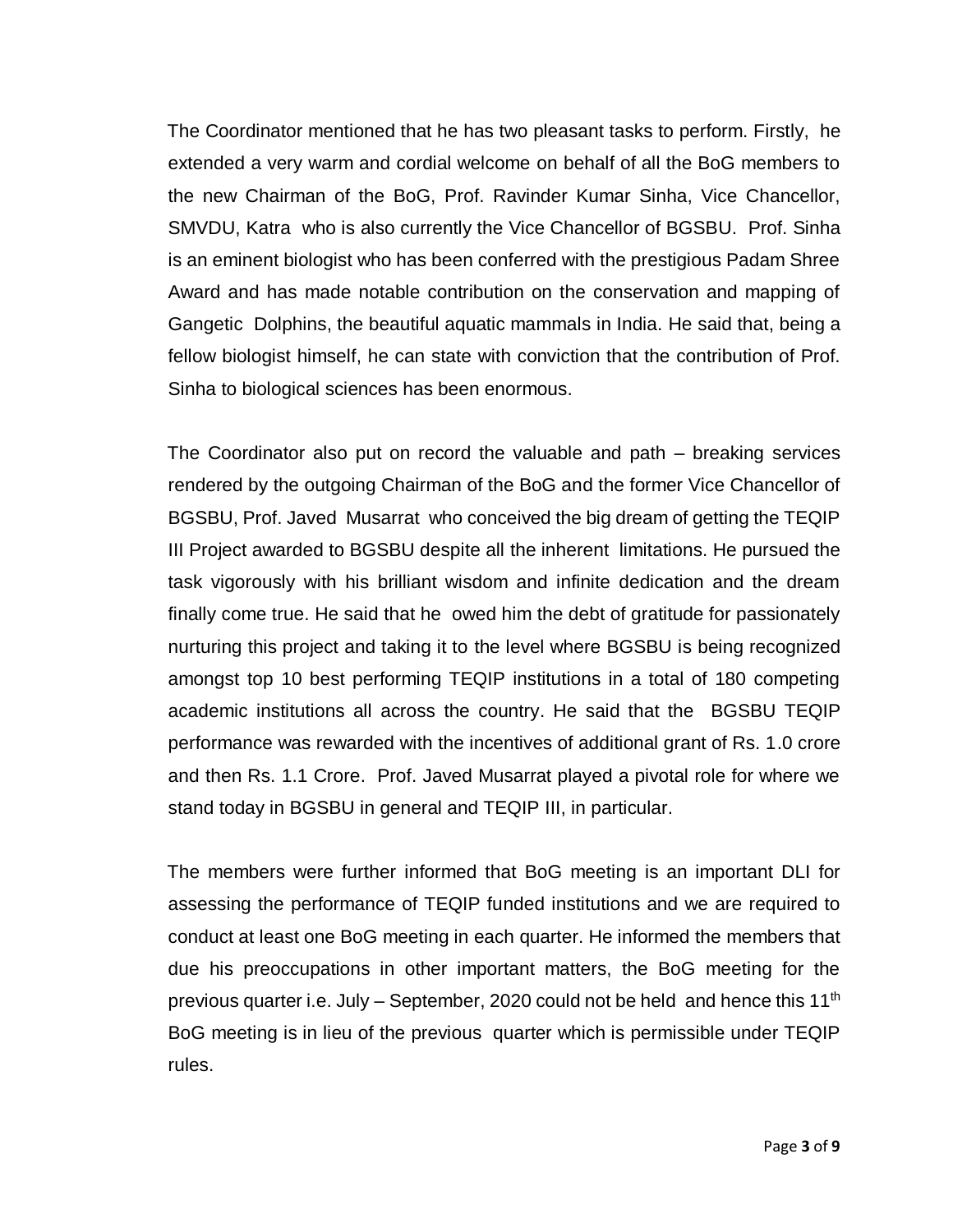The Coordinator mentioned that he has two pleasant tasks to perform. Firstly, he extended a very warm and cordial welcome on behalf of all the BoG members to the new Chairman of the BoG, Prof. Ravinder Kumar Sinha, Vice Chancellor, SMVDU, Katra who is also currently the Vice Chancellor of BGSBU. Prof. Sinha is an eminent biologist who has been conferred with the prestigious Padam Shree Award and has made notable contribution on the conservation and mapping of Gangetic Dolphins, the beautiful aquatic mammals in India. He said that, being a fellow biologist himself, he can state with conviction that the contribution of Prof. Sinha to biological sciences has been enormous.

The Coordinator also put on record the valuable and path – breaking services rendered by the outgoing Chairman of the BoG and the former Vice Chancellor of BGSBU, Prof. Javed Musarrat who conceived the big dream of getting the TEQIP III Project awarded to BGSBU despite all the inherent limitations. He pursued the task vigorously with his brilliant wisdom and infinite dedication and the dream finally come true. He said that he owed him the debt of gratitude for passionately nurturing this project and taking it to the level where BGSBU is being recognized amongst top 10 best performing TEQIP institutions in a total of 180 competing academic institutions all across the country. He said that the BGSBU TEQIP performance was rewarded with the incentives of additional grant of Rs. 1.0 crore and then Rs. 1.1 Crore. Prof. Javed Musarrat played a pivotal role for where we stand today in BGSBU in general and TEQIP III, in particular.

The members were further informed that BoG meeting is an important DLI for assessing the performance of TEQIP funded institutions and we are required to conduct at least one BoG meeting in each quarter. He informed the members that due his preoccupations in other important matters, the BoG meeting for the previous quarter i.e. July – September, 2020 could not be held and hence this 11$^{th}$ BoG meeting is in lieu of the previous quarter which is permissible under TEQIP rules.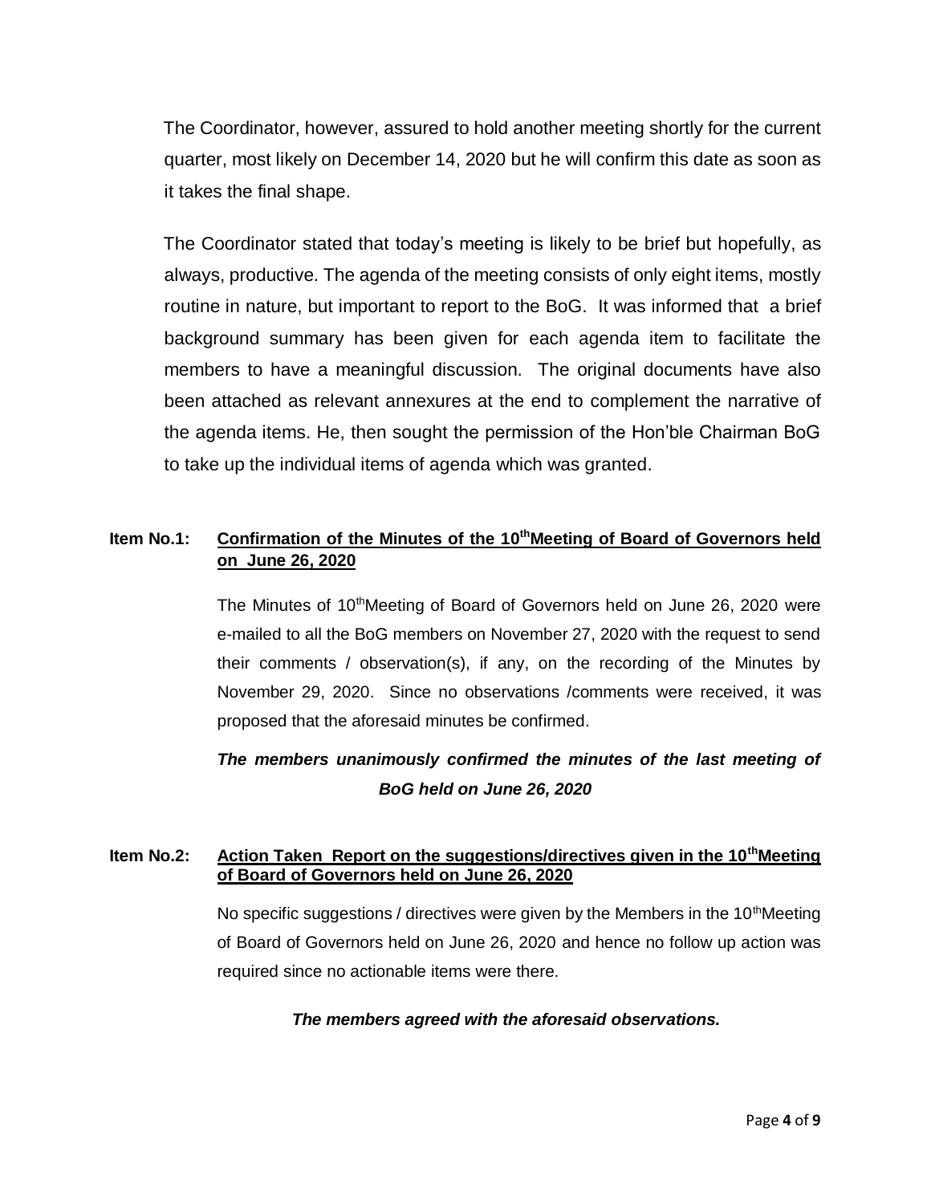The Coordinator, however, assured to hold another meeting shortly for the current quarter, most likely on December 14, 2020 but he will confirm this date as soon as it takes the final shape.

The Coordinator stated that today's meeting is likely to be brief but hopefully, as always, productive. The agenda of the meeting consists of only eight items, mostly routine in nature, but important to report to the BoG. It was informed that a brief background summary has been given for each agenda item to facilitate the members to have a meaningful discussion. The original documents have also been attached as relevant annexures at the end to complement the narrative of the agenda items. He, then sought the permission of the Hon'ble Chairman BoG to take up the individual items of agenda which was granted.

**Item No.1: <u>Confirmation of the Minutes of the 10th Meeting of Board of Governors held on June 26, 2020</u>**

The Minutes of 10th Meeting of Board of Governors held on June 26, 2020 were e-mailed to all the BoG members on November 27, 2020 with the request to send their comments / observation(s), if any, on the recording of the Minutes by November 29, 2020. Since no observations /comments were received, it was proposed that the aforesaid minutes be confirmed.

***The members unanimously confirmed the minutes of the last meeting of BoG held on June 26, 2020***

**Item No.2: <u>Action Taken Report on the suggestions/directives given in the 10th Meeting of Board of Governors held on June 26, 2020</u>**

No specific suggestions / directives were given by the Members in the 10th Meeting of Board of Governors held on June 26, 2020 and hence no follow up action was required since no actionable items were there.

***The members agreed with the aforesaid observations.***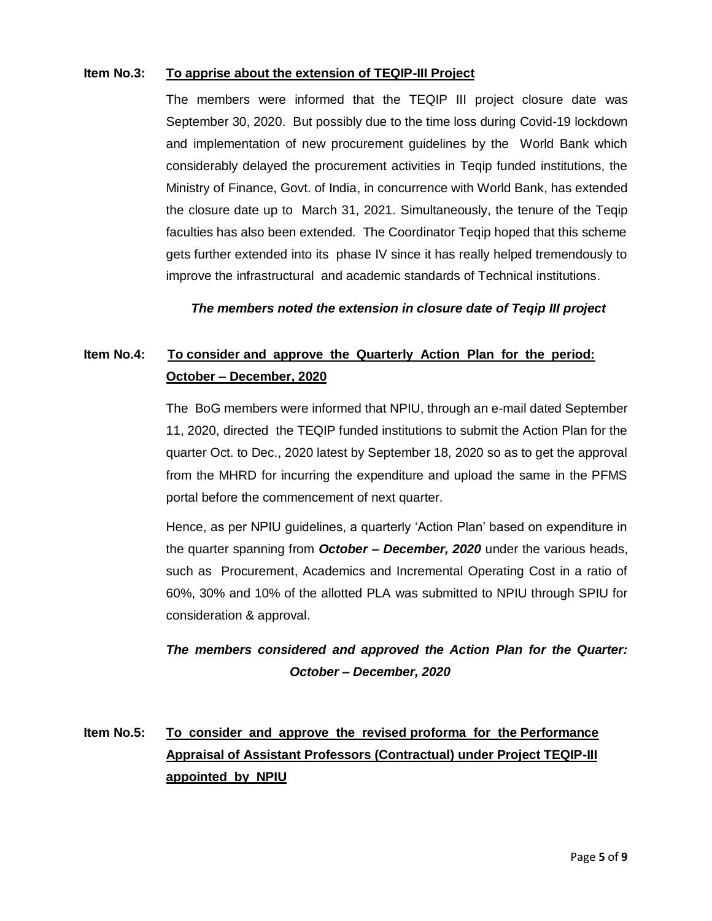**Item No.3:** **To apprise about the extension of TEQIP-III Project**

The members were informed that the TEQIP III project closure date was September 30, 2020. But possibly due to the time loss during Covid-19 lockdown and implementation of new procurement guidelines by the World Bank which considerably delayed the procurement activities in Teqip funded institutions, the Ministry of Finance, Govt. of India, in concurrence with World Bank, has extended the closure date up to March 31, 2021. Simultaneously, the tenure of the Teqip faculties has also been extended. The Coordinator Teqip hoped that this scheme gets further extended into its phase IV since it has really helped tremendously to improve the infrastructural and academic standards of Technical institutions.

***The members noted the extension in closure date of Teqip III project***

**Item No.4:** **To consider and approve the Quarterly Action Plan for the period: October – December, 2020**

The BoG members were informed that NPIU, through an e-mail dated September 11, 2020, directed the TEQIP funded institutions to submit the Action Plan for the quarter Oct. to Dec., 2020 latest by September 18, 2020 so as to get the approval from the MHRD for incurring the expenditure and upload the same in the PFMS portal before the commencement of next quarter.

Hence, as per NPIU guidelines, a quarterly 'Action Plan' based on expenditure in the quarter spanning from ***October – December, 2020*** under the various heads, such as Procurement, Academics and Incremental Operating Cost in a ratio of 60%, 30% and 10% of the allotted PLA was submitted to NPIU through SPIU for consideration & approval.

***The members considered and approved the Action Plan for the Quarter: October – December, 2020***

**Item No.5:** **To consider and approve the revised proforma for the Performance Appraisal of Assistant Professors (Contractual) under Project TEQIP-III appointed by NPIU**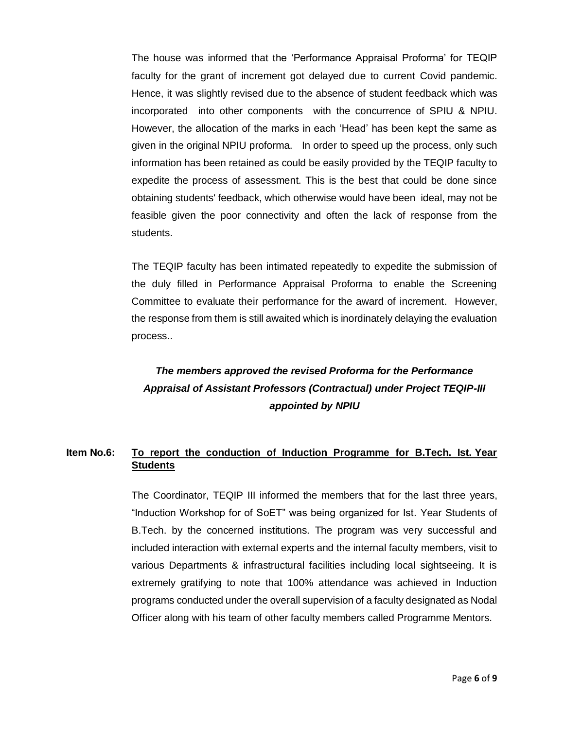The house was informed that the 'Performance Appraisal Proforma' for TEQIP faculty for the grant of increment got delayed due to current Covid pandemic. Hence, it was slightly revised due to the absence of student feedback which was incorporated into other components with the concurrence of SPIU & NPIU. However, the allocation of the marks in each 'Head' has been kept the same as given in the original NPIU proforma. In order to speed up the process, only such information has been retained as could be easily provided by the TEQIP faculty to expedite the process of assessment. This is the best that could be done since obtaining students' feedback, which otherwise would have been ideal, may not be feasible given the poor connectivity and often the lack of response from the students.

The TEQIP faculty has been intimated repeatedly to expedite the submission of the duly filled in Performance Appraisal Proforma to enable the Screening Committee to evaluate their performance for the award of increment. However, the response from them is still awaited which is inordinately delaying the evaluation process..

***The members approved the revised Proforma for the Performance Appraisal of Assistant Professors (Contractual) under Project TEQIP-III appointed by NPIU***

**Item No.6:** **<u>To report the conduction of Induction Programme for B.Tech. Ist. Year Students</u>**

The Coordinator, TEQIP III informed the members that for the last three years, "Induction Workshop for of SoET" was being organized for Ist. Year Students of B.Tech. by the concerned institutions. The program was very successful and included interaction with external experts and the internal faculty members, visit to various Departments & infrastructural facilities including local sightseeing. It is extremely gratifying to note that 100% attendance was achieved in Induction programs conducted under the overall supervision of a faculty designated as Nodal Officer along with his team of other faculty members called Programme Mentors.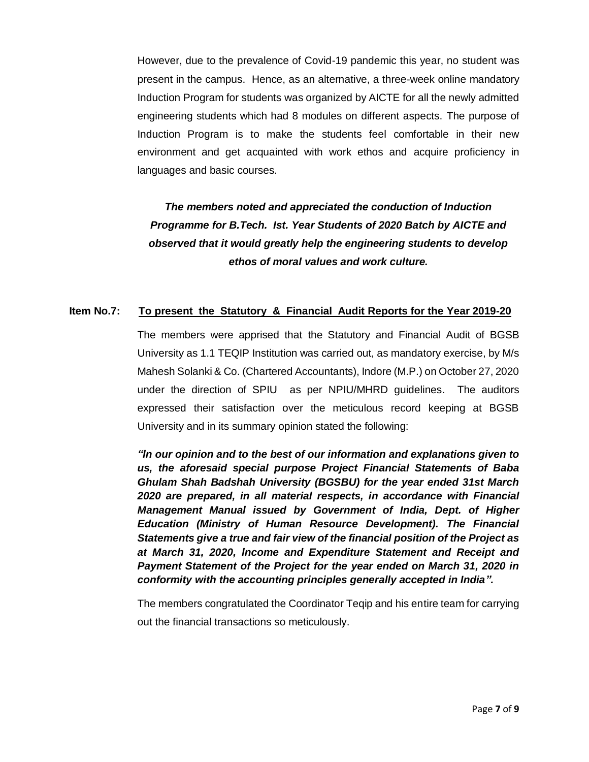However, due to the prevalence of Covid-19 pandemic this year, no student was present in the campus. Hence, as an alternative, a three-week online mandatory Induction Program for students was organized by AICTE for all the newly admitted engineering students which had 8 modules on different aspects. The purpose of Induction Program is to make the students feel comfortable in their new environment and get acquainted with work ethos and acquire proficiency in languages and basic courses.

***The members noted and appreciated the conduction of Induction Programme for B.Tech. Ist. Year Students of 2020 Batch by AICTE and observed that it would greatly help the engineering students to develop ethos of moral values and work culture.***

**Item No.7:** **To present the Statutory & Financial Audit Reports for the Year 2019-20**

The members were apprised that the Statutory and Financial Audit of BGSB University as 1.1 TEQIP Institution was carried out, as mandatory exercise, by M/s Mahesh Solanki & Co. (Chartered Accountants), Indore (M.P.) on October 27, 2020 under the direction of SPIU as per NPIU/MHRD guidelines. The auditors expressed their satisfaction over the meticulous record keeping at BGSB University and in its summary opinion stated the following:

***"In our opinion and to the best of our information and explanations given to us, the aforesaid special purpose Project Financial Statements of Baba Ghulam Shah Badshah University (BGSBU) for the year ended 31st March 2020 are prepared, in all material respects, in accordance with Financial Management Manual issued by Government of India, Dept. of Higher Education (Ministry of Human Resource Development). The Financial Statements give a true and fair view of the financial position of the Project as at March 31, 2020, lncome and Expenditure Statement and Receipt and Payment Statement of the Project for the year ended on March 31, 2020 in conformity with the accounting principles generally accepted in India".***

The members congratulated the Coordinator Teqip and his entire team for carrying out the financial transactions so meticulously.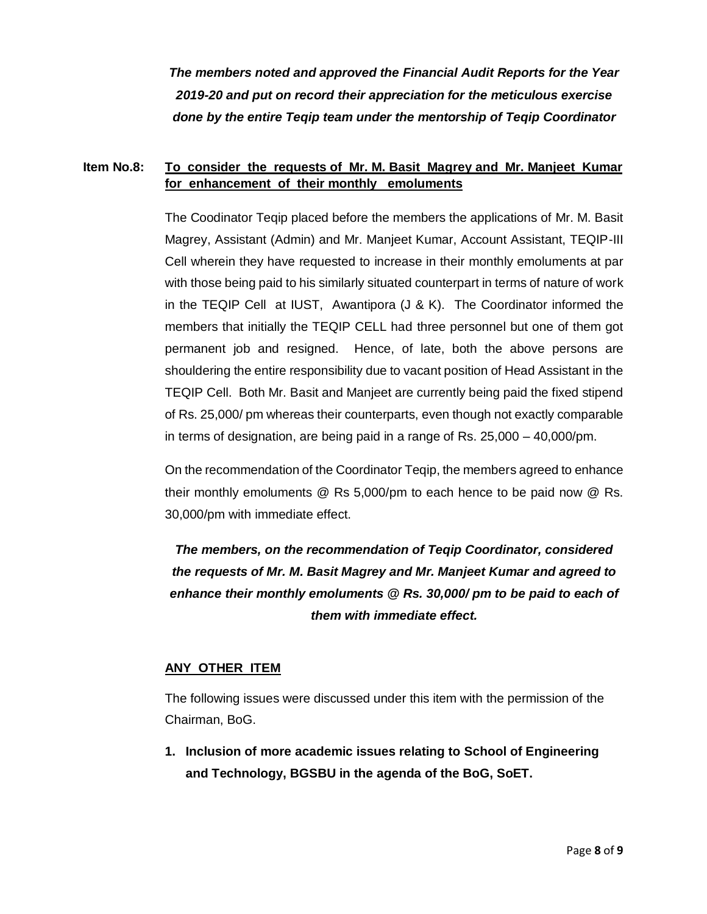***The members noted and approved the Financial Audit Reports for the Year 2019-20 and put on record their appreciation for the meticulous exercise done by the entire Teqip team under the mentorship of Teqip Coordinator***

**Item No.8: <u>To consider the requests of Mr. M. Basit Magrey and Mr. Manjeet Kumar for enhancement of their monthly emoluments</u>**

The Coodinator Teqip placed before the members the applications of Mr. M. Basit Magrey, Assistant (Admin) and Mr. Manjeet Kumar, Account Assistant, TEQIP-III Cell wherein they have requested to increase in their monthly emoluments at par with those being paid to his similarly situated counterpart in terms of nature of work in the TEQIP Cell at IUST, Awantipora (J & K). The Coordinator informed the members that initially the TEQIP CELL had three personnel but one of them got permanent job and resigned. Hence, of late, both the above persons are shouldering the entire responsibility due to vacant position of Head Assistant in the TEQIP Cell. Both Mr. Basit and Manjeet are currently being paid the fixed stipend of Rs. 25,000/ pm whereas their counterparts, even though not exactly comparable in terms of designation, are being paid in a range of Rs. 25,000 – 40,000/pm.

On the recommendation of the Coordinator Teqip, the members agreed to enhance their monthly emoluments @ Rs 5,000/pm to each hence to be paid now @ Rs. 30,000/pm with immediate effect.

***The members, on the recommendation of Teqip Coordinator, considered the requests of Mr. M. Basit Magrey and Mr. Manjeet Kumar and agreed to enhance their monthly emoluments @ Rs. 30,000/ pm to be paid to each of them with immediate effect.***

**<u>ANY OTHER ITEM</u>**

The following issues were discussed under this item with the permission of the Chairman, BoG.

1. **Inclusion of more academic issues relating to School of Engineering and Technology, BGSBU in the agenda of the BoG, SoET.**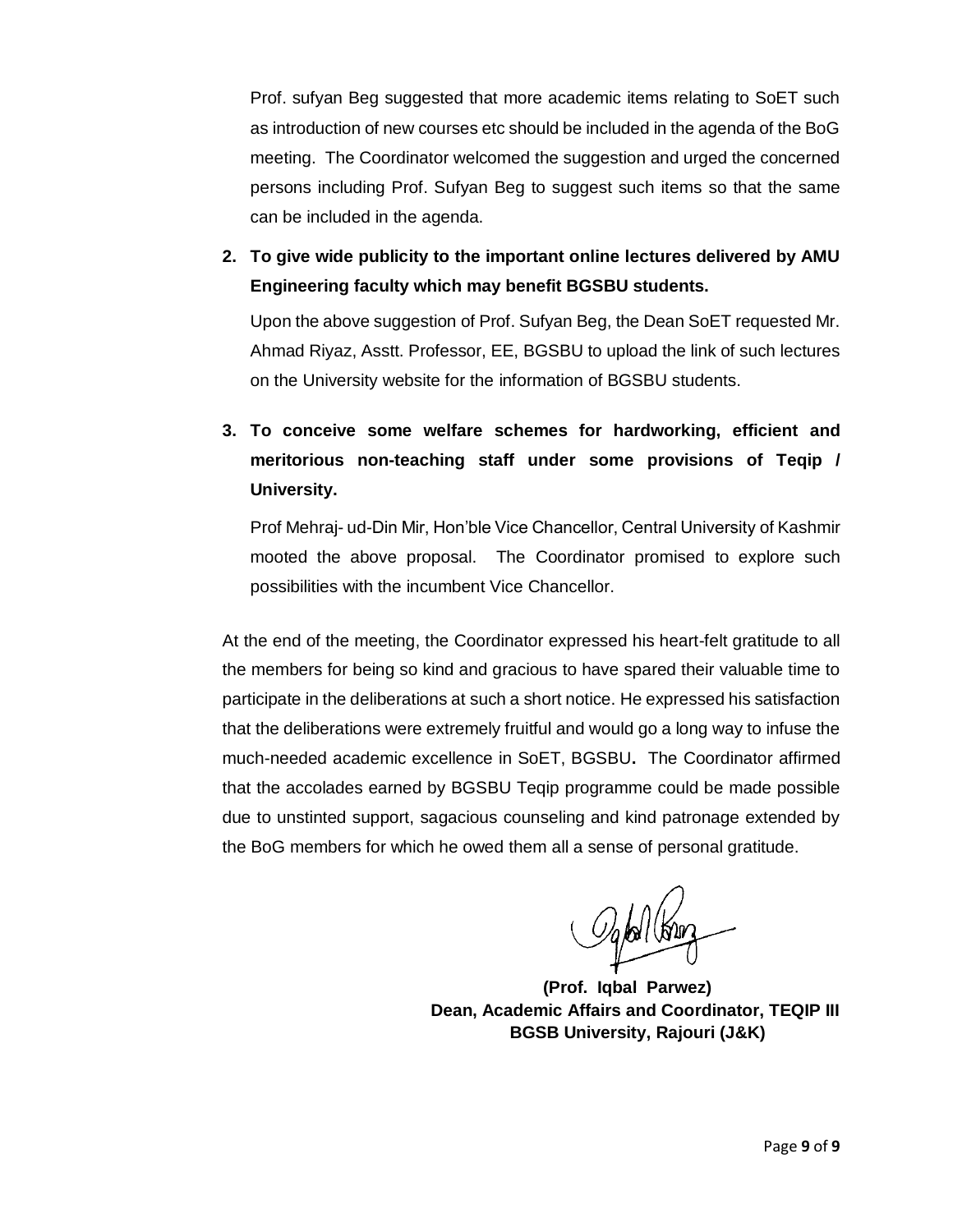Prof. sufyan Beg suggested that more academic items relating to SoET such as introduction of new courses etc should be included in the agenda of the BoG meeting. The Coordinator welcomed the suggestion and urged the concerned persons including Prof. Sufyan Beg to suggest such items so that the same can be included in the agenda.

2. **To give wide publicity to the important online lectures delivered by AMU Engineering faculty which may benefit BGSBU students.**

   Upon the above suggestion of Prof. Sufyan Beg, the Dean SoET requested Mr. Ahmad Riyaz, Asstt. Professor, EE, BGSBU to upload the link of such lectures on the University website for the information of BGSBU students.

3. **To conceive some welfare schemes for hardworking, efficient and meritorious non-teaching staff under some provisions of Teqip / University.**

   Prof Mehraj- ud-Din Mir, Hon'ble Vice Chancellor, Central University of Kashmir mooted the above proposal. The Coordinator promised to explore such possibilities with the incumbent Vice Chancellor.

At the end of the meeting, the Coordinator expressed his heart-felt gratitude to all the members for being so kind and gracious to have spared their valuable time to participate in the deliberations at such a short notice. He expressed his satisfaction that the deliberations were extremely fruitful and would go a long way to infuse the much-needed academic excellence in SoET, BGSBU**.** The Coordinator affirmed that the accolades earned by BGSBU Teqip programme could be made possible due to unstinted support, sagacious counseling and kind patronage extended by the BoG members for which he owed them all a sense of personal gratitude.

**(Prof. Iqbal Parwez)**
**Dean, Academic Affairs and Coordinator, TEQIP III**
**BGSB University, Rajouri (J&K)**